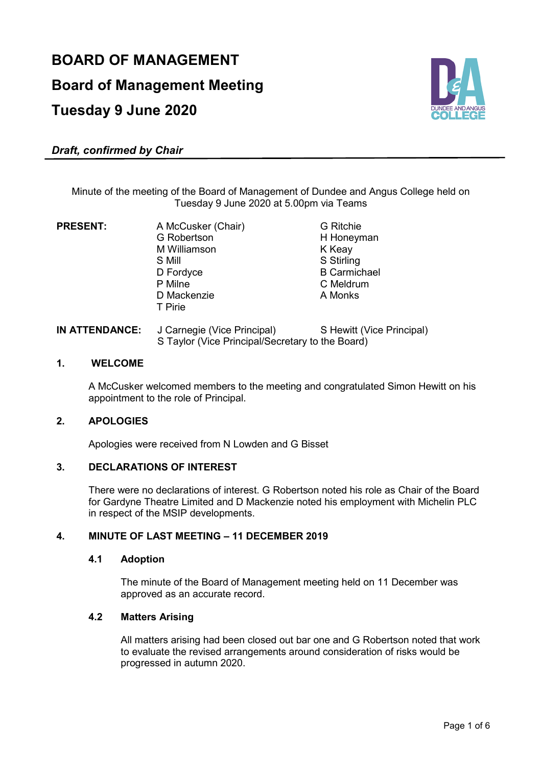# BOARD OF MANAGEMENT

## Board of Management Meeting

## Tuesday 9 June 2020

***Draft, confirmed by Chair***

Minute of the meeting of the Board of Management of Dundee and Angus College held on Tuesday 9 June 2020 at 5.00pm via Teams

**PRESENT:**

A McCusker (Chair)
G Robertson
M Williamson
S Mill
D Fordyce
P Milne
D Mackenzie
T Pirie
G Ritchie
H Honeyman
K Keay
S Stirling
B Carmichael
C Meldrum
A Monks

**IN ATTENDANCE:**

J Carnegie (Vice Principal)
S Hewitt (Vice Principal)
S Taylor (Vice Principal/Secretary to the Board)

### 1. WELCOME

A McCusker welcomed members to the meeting and congratulated Simon Hewitt on his appointment to the role of Principal.

### 2. APOLOGIES

Apologies were received from N Lowden and G Bisset

### 3. DECLARATIONS OF INTEREST

There were no declarations of interest. G Robertson noted his role as Chair of the Board for Gardyne Theatre Limited and D Mackenzie noted his employment with Michelin PLC in respect of the MSIP developments.

### 4. MINUTE OF LAST MEETING – 11 DECEMBER 2019

#### 4.1 Adoption

The minute of the Board of Management meeting held on 11 December was approved as an accurate record.

#### 4.2 Matters Arising

All matters arising had been closed out bar one and G Robertson noted that work to evaluate the revised arrangements around consideration of risks would be progressed in autumn 2020.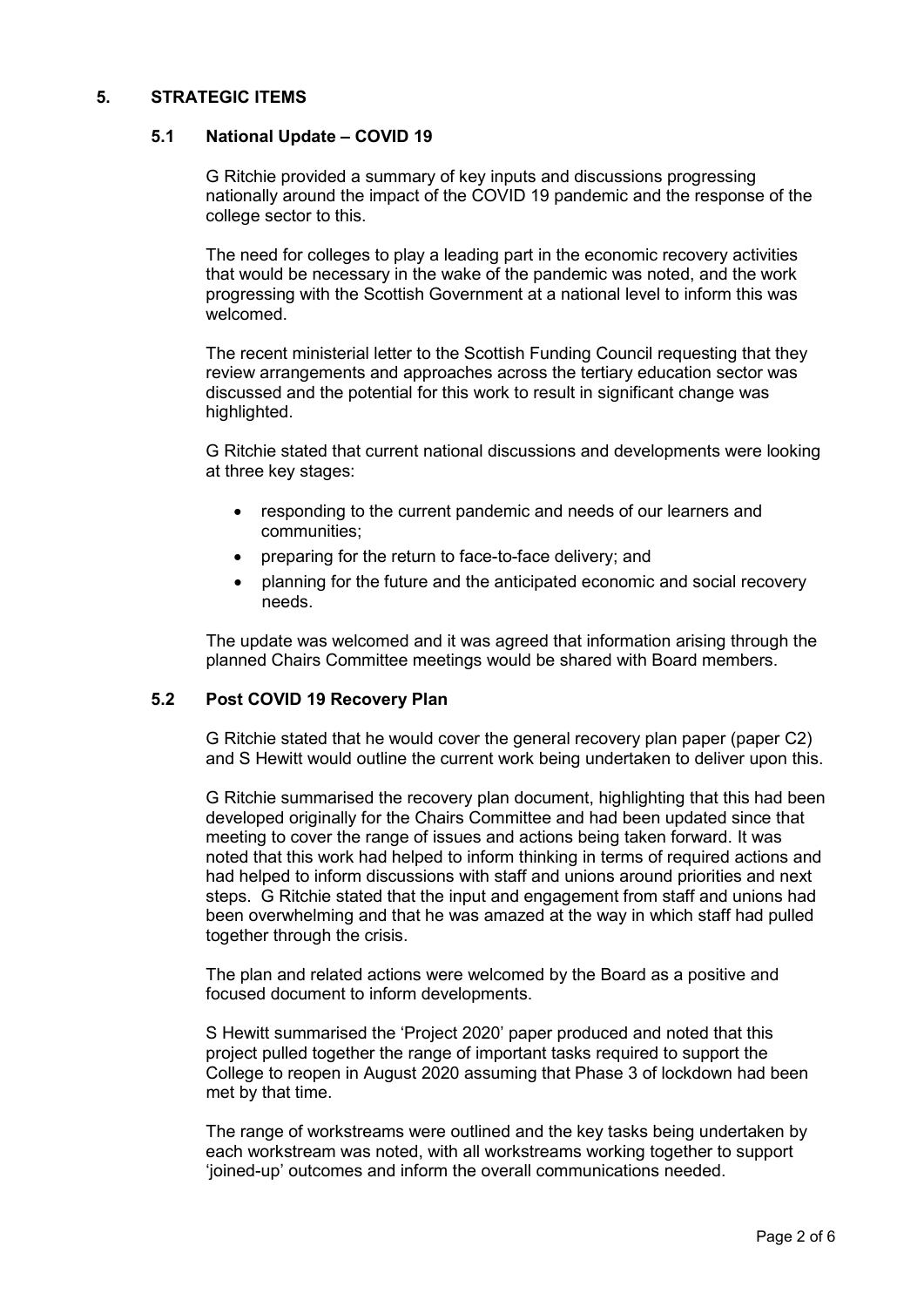## 5. STRATEGIC ITEMS

### 5.1 National Update – COVID 19

G Ritchie provided a summary of key inputs and discussions progressing nationally around the impact of the COVID 19 pandemic and the response of the college sector to this.

The need for colleges to play a leading part in the economic recovery activities that would be necessary in the wake of the pandemic was noted, and the work progressing with the Scottish Government at a national level to inform this was welcomed.

The recent ministerial letter to the Scottish Funding Council requesting that they review arrangements and approaches across the tertiary education sector was discussed and the potential for this work to result in significant change was highlighted.

G Ritchie stated that current national discussions and developments were looking at three key stages:

- responding to the current pandemic and needs of our learners and communities;
- preparing for the return to face-to-face delivery; and
- planning for the future and the anticipated economic and social recovery needs.

The update was welcomed and it was agreed that information arising through the planned Chairs Committee meetings would be shared with Board members.

### 5.2 Post COVID 19 Recovery Plan

G Ritchie stated that he would cover the general recovery plan paper (paper C2) and S Hewitt would outline the current work being undertaken to deliver upon this.

G Ritchie summarised the recovery plan document, highlighting that this had been developed originally for the Chairs Committee and had been updated since that meeting to cover the range of issues and actions being taken forward. It was noted that this work had helped to inform thinking in terms of required actions and had helped to inform discussions with staff and unions around priorities and next steps. G Ritchie stated that the input and engagement from staff and unions had been overwhelming and that he was amazed at the way in which staff had pulled together through the crisis.

The plan and related actions were welcomed by the Board as a positive and focused document to inform developments.

S Hewitt summarised the 'Project 2020' paper produced and noted that this project pulled together the range of important tasks required to support the College to reopen in August 2020 assuming that Phase 3 of lockdown had been met by that time.

The range of workstreams were outlined and the key tasks being undertaken by each workstream was noted, with all workstreams working together to support 'joined-up' outcomes and inform the overall communications needed.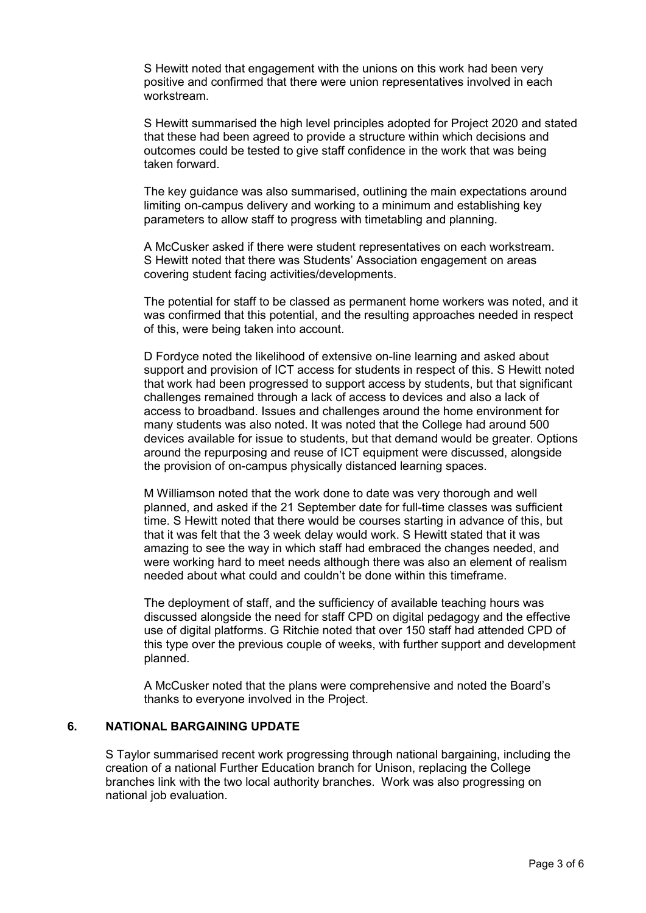S Hewitt noted that engagement with the unions on this work had been very positive and confirmed that there were union representatives involved in each workstream.

S Hewitt summarised the high level principles adopted for Project 2020 and stated that these had been agreed to provide a structure within which decisions and outcomes could be tested to give staff confidence in the work that was being taken forward.

The key guidance was also summarised, outlining the main expectations around limiting on-campus delivery and working to a minimum and establishing key parameters to allow staff to progress with timetabling and planning.

A McCusker asked if there were student representatives on each workstream. S Hewitt noted that there was Students' Association engagement on areas covering student facing activities/developments.

The potential for staff to be classed as permanent home workers was noted, and it was confirmed that this potential, and the resulting approaches needed in respect of this, were being taken into account.

D Fordyce noted the likelihood of extensive on-line learning and asked about support and provision of ICT access for students in respect of this. S Hewitt noted that work had been progressed to support access by students, but that significant challenges remained through a lack of access to devices and also a lack of access to broadband. Issues and challenges around the home environment for many students was also noted. It was noted that the College had around 500 devices available for issue to students, but that demand would be greater. Options around the repurposing and reuse of ICT equipment were discussed, alongside the provision of on-campus physically distanced learning spaces.

M Williamson noted that the work done to date was very thorough and well planned, and asked if the 21 September date for full-time classes was sufficient time. S Hewitt noted that there would be courses starting in advance of this, but that it was felt that the 3 week delay would work. S Hewitt stated that it was amazing to see the way in which staff had embraced the changes needed, and were working hard to meet needs although there was also an element of realism needed about what could and couldn't be done within this timeframe.

The deployment of staff, and the sufficiency of available teaching hours was discussed alongside the need for staff CPD on digital pedagogy and the effective use of digital platforms. G Ritchie noted that over 150 staff had attended CPD of this type over the previous couple of weeks, with further support and development planned.

A McCusker noted that the plans were comprehensive and noted the Board's thanks to everyone involved in the Project.

## 6. NATIONAL BARGAINING UPDATE

S Taylor summarised recent work progressing through national bargaining, including the creation of a national Further Education branch for Unison, replacing the College branches link with the two local authority branches. Work was also progressing on national job evaluation.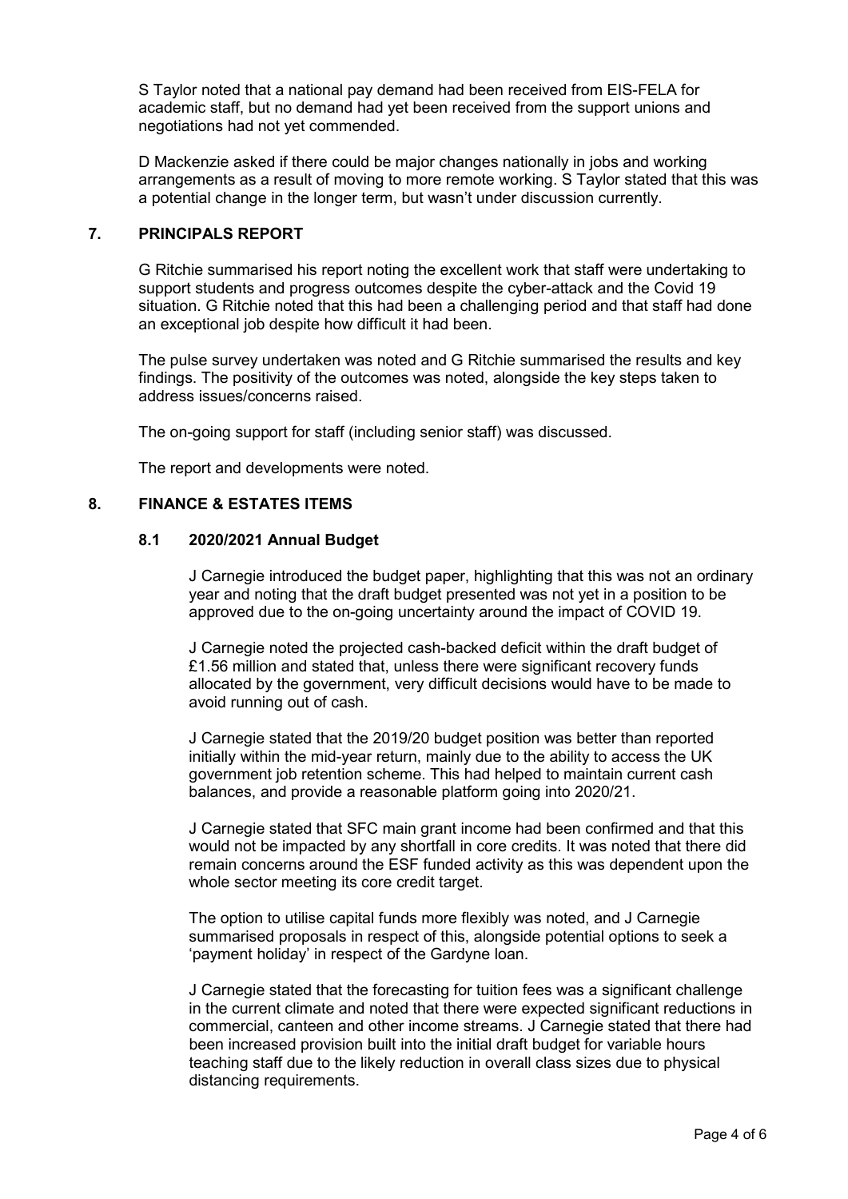S Taylor noted that a national pay demand had been received from EIS-FELA for academic staff, but no demand had yet been received from the support unions and negotiations had not yet commended.

D Mackenzie asked if there could be major changes nationally in jobs and working arrangements as a result of moving to more remote working. S Taylor stated that this was a potential change in the longer term, but wasn't under discussion currently.

## 7. PRINCIPALS REPORT

G Ritchie summarised his report noting the excellent work that staff were undertaking to support students and progress outcomes despite the cyber-attack and the Covid 19 situation. G Ritchie noted that this had been a challenging period and that staff had done an exceptional job despite how difficult it had been.

The pulse survey undertaken was noted and G Ritchie summarised the results and key findings. The positivity of the outcomes was noted, alongside the key steps taken to address issues/concerns raised.

The on-going support for staff (including senior staff) was discussed.

The report and developments were noted.

## 8. FINANCE & ESTATES ITEMS

### 8.1 2020/2021 Annual Budget

J Carnegie introduced the budget paper, highlighting that this was not an ordinary year and noting that the draft budget presented was not yet in a position to be approved due to the on-going uncertainty around the impact of COVID 19.

J Carnegie noted the projected cash-backed deficit within the draft budget of £1.56 million and stated that, unless there were significant recovery funds allocated by the government, very difficult decisions would have to be made to avoid running out of cash.

J Carnegie stated that the 2019/20 budget position was better than reported initially within the mid-year return, mainly due to the ability to access the UK government job retention scheme. This had helped to maintain current cash balances, and provide a reasonable platform going into 2020/21.

J Carnegie stated that SFC main grant income had been confirmed and that this would not be impacted by any shortfall in core credits. It was noted that there did remain concerns around the ESF funded activity as this was dependent upon the whole sector meeting its core credit target.

The option to utilise capital funds more flexibly was noted, and J Carnegie summarised proposals in respect of this, alongside potential options to seek a 'payment holiday' in respect of the Gardyne loan.

J Carnegie stated that the forecasting for tuition fees was a significant challenge in the current climate and noted that there were expected significant reductions in commercial, canteen and other income streams. J Carnegie stated that there had been increased provision built into the initial draft budget for variable hours teaching staff due to the likely reduction in overall class sizes due to physical distancing requirements.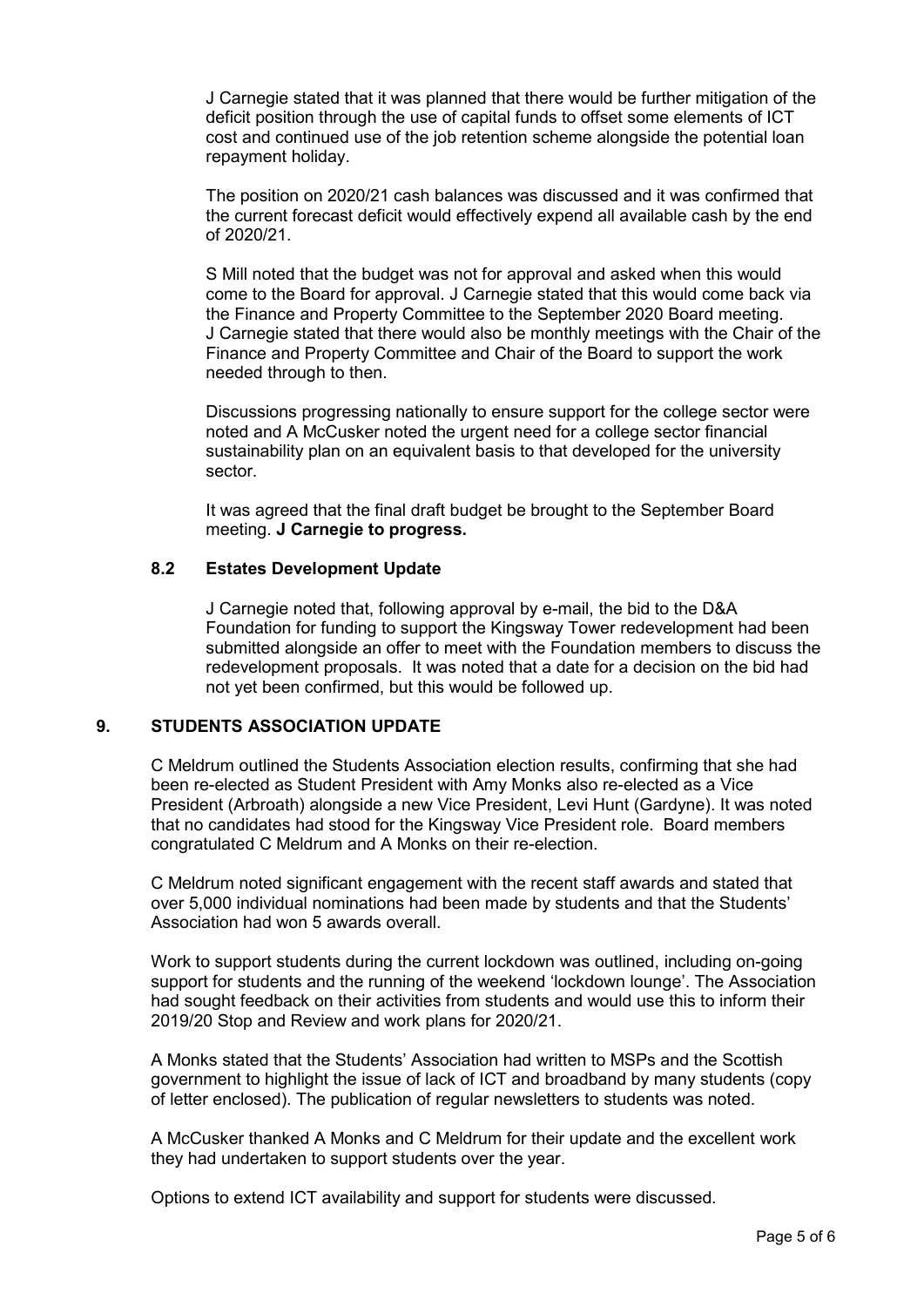J Carnegie stated that it was planned that there would be further mitigation of the deficit position through the use of capital funds to offset some elements of ICT cost and continued use of the job retention scheme alongside the potential loan repayment holiday.

The position on 2020/21 cash balances was discussed and it was confirmed that the current forecast deficit would effectively expend all available cash by the end of 2020/21.

S Mill noted that the budget was not for approval and asked when this would come to the Board for approval. J Carnegie stated that this would come back via the Finance and Property Committee to the September 2020 Board meeting. J Carnegie stated that there would also be monthly meetings with the Chair of the Finance and Property Committee and Chair of the Board to support the work needed through to then.

Discussions progressing nationally to ensure support for the college sector were noted and A McCusker noted the urgent need for a college sector financial sustainability plan on an equivalent basis to that developed for the university sector.

It was agreed that the final draft budget be brought to the September Board meeting. **J Carnegie to progress.**

### 8.2 Estates Development Update

J Carnegie noted that, following approval by e-mail, the bid to the D&A Foundation for funding to support the Kingsway Tower redevelopment had been submitted alongside an offer to meet with the Foundation members to discuss the redevelopment proposals. It was noted that a date for a decision on the bid had not yet been confirmed, but this would be followed up.

## 9. STUDENTS ASSOCIATION UPDATE

C Meldrum outlined the Students Association election results, confirming that she had been re-elected as Student President with Amy Monks also re-elected as a Vice President (Arbroath) alongside a new Vice President, Levi Hunt (Gardyne). It was noted that no candidates had stood for the Kingsway Vice President role. Board members congratulated C Meldrum and A Monks on their re-election.

C Meldrum noted significant engagement with the recent staff awards and stated that over 5,000 individual nominations had been made by students and that the Students' Association had won 5 awards overall.

Work to support students during the current lockdown was outlined, including on-going support for students and the running of the weekend 'lockdown lounge'. The Association had sought feedback on their activities from students and would use this to inform their 2019/20 Stop and Review and work plans for 2020/21.

A Monks stated that the Students' Association had written to MSPs and the Scottish government to highlight the issue of lack of ICT and broadband by many students (copy of letter enclosed). The publication of regular newsletters to students was noted.

A McCusker thanked A Monks and C Meldrum for their update and the excellent work they had undertaken to support students over the year.

Options to extend ICT availability and support for students were discussed.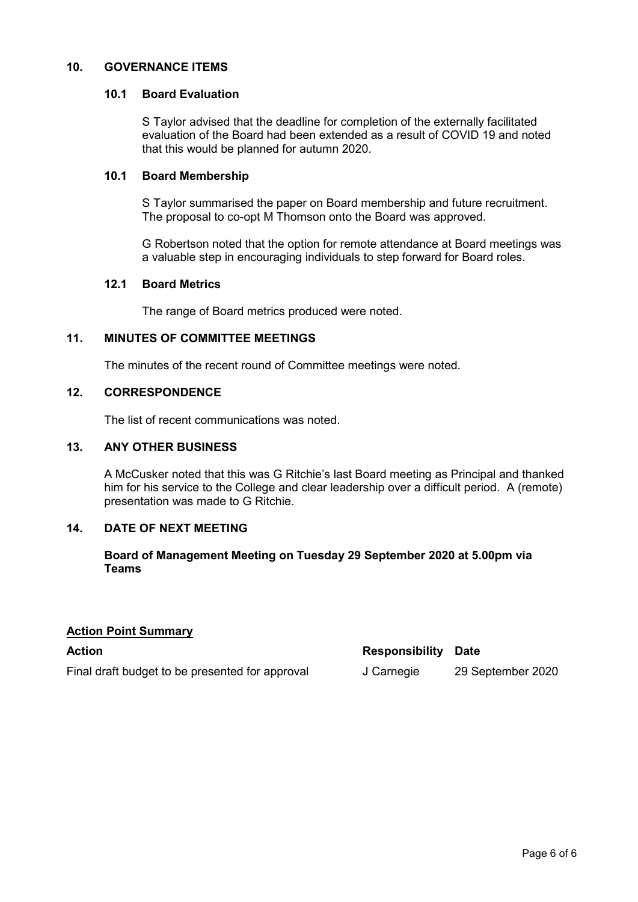## 10. GOVERNANCE ITEMS

### 10.1 Board Evaluation

S Taylor advised that the deadline for completion of the externally facilitated evaluation of the Board had been extended as a result of COVID 19 and noted that this would be planned for autumn 2020.

### 10.1 Board Membership

S Taylor summarised the paper on Board membership and future recruitment. The proposal to co-opt M Thomson onto the Board was approved.

G Robertson noted that the option for remote attendance at Board meetings was a valuable step in encouraging individuals to step forward for Board roles.

### 12.1 Board Metrics

The range of Board metrics produced were noted.

## 11. MINUTES OF COMMITTEE MEETINGS

The minutes of the recent round of Committee meetings were noted.

## 12. CORRESPONDENCE

The list of recent communications was noted.

## 13. ANY OTHER BUSINESS

A McCusker noted that this was G Ritchie's last Board meeting as Principal and thanked him for his service to the College and clear leadership over a difficult period. A (remote) presentation was made to G Ritchie.

## 14. DATE OF NEXT MEETING

**Board of Management Meeting on Tuesday 29 September 2020 at 5.00pm via Teams**

**<u>Action Point Summary</u>**

| Action | Responsibility | Date |
|---|---|---|
| Final draft budget to be presented for approval | J Carnegie | 29 September 2020 |